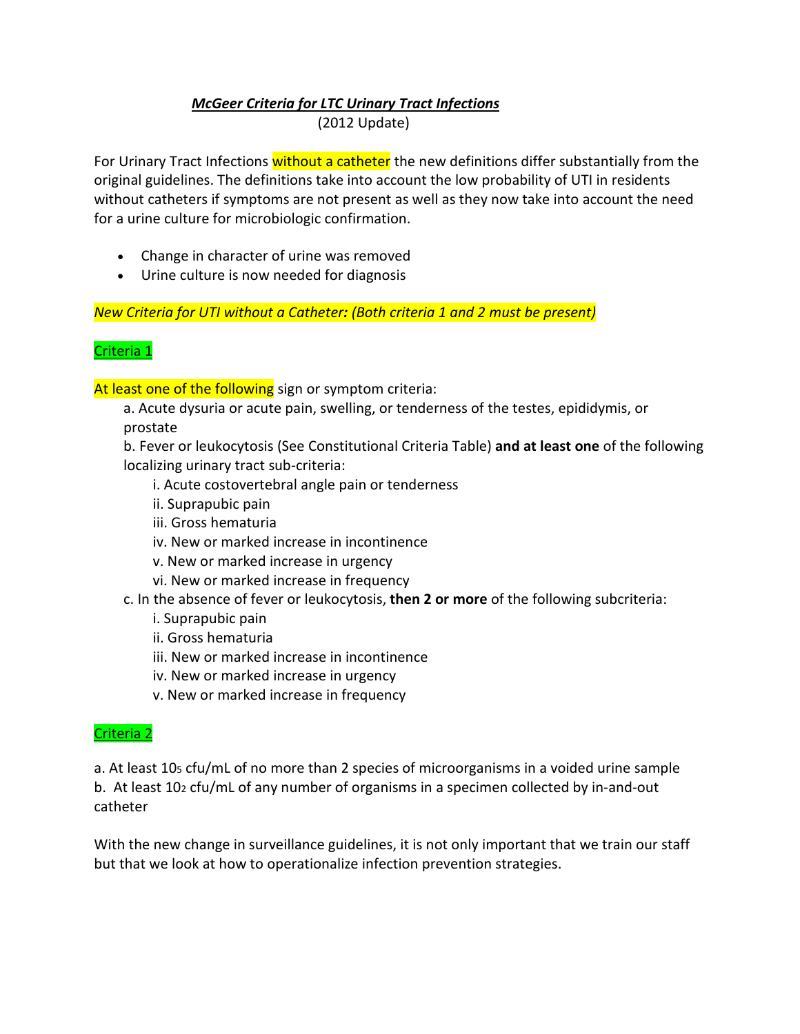## ***McGeer Criteria for LTC Urinary Tract Infections***

(2012 Update)

For Urinary Tract Infections without a catheter the new definitions differ substantially from the original guidelines. The definitions take into account the low probability of UTI in residents without catheters if symptoms are not present as well as they now take into account the need for a urine culture for microbiologic confirmation.

- Change in character of urine was removed
- Urine culture is now needed for diagnosis

*New Criteria for UTI without a Catheter**:** (Both criteria 1 and 2 must be present)*

Criteria 1

At least one of the following sign or symptom criteria:

a. Acute dysuria or acute pain, swelling, or tenderness of the testes, epididymis, or prostate

b. Fever or leukocytosis (See Constitutional Criteria Table) **and at least one** of the following localizing urinary tract sub-criteria:

- i. Acute costovertebral angle pain or tenderness
- ii. Suprapubic pain
- iii. Gross hematuria
- iv. New or marked increase in incontinence
- v. New or marked increase in urgency
- vi. New or marked increase in frequency

c. In the absence of fever or leukocytosis, **then 2 or more** of the following subcriteria:

- i. Suprapubic pain
- ii. Gross hematuria
- iii. New or marked increase in incontinence
- iv. New or marked increase in urgency
- v. New or marked increase in frequency

Criteria 2

a. At least $10^5$ cfu/mL of no more than 2 species of microorganisms in a voided urine sample

b. At least $10^2$ cfu/mL of any number of organisms in a specimen collected by in-and-out catheter

With the new change in surveillance guidelines, it is not only important that we train our staff but that we look at how to operationalize infection prevention strategies.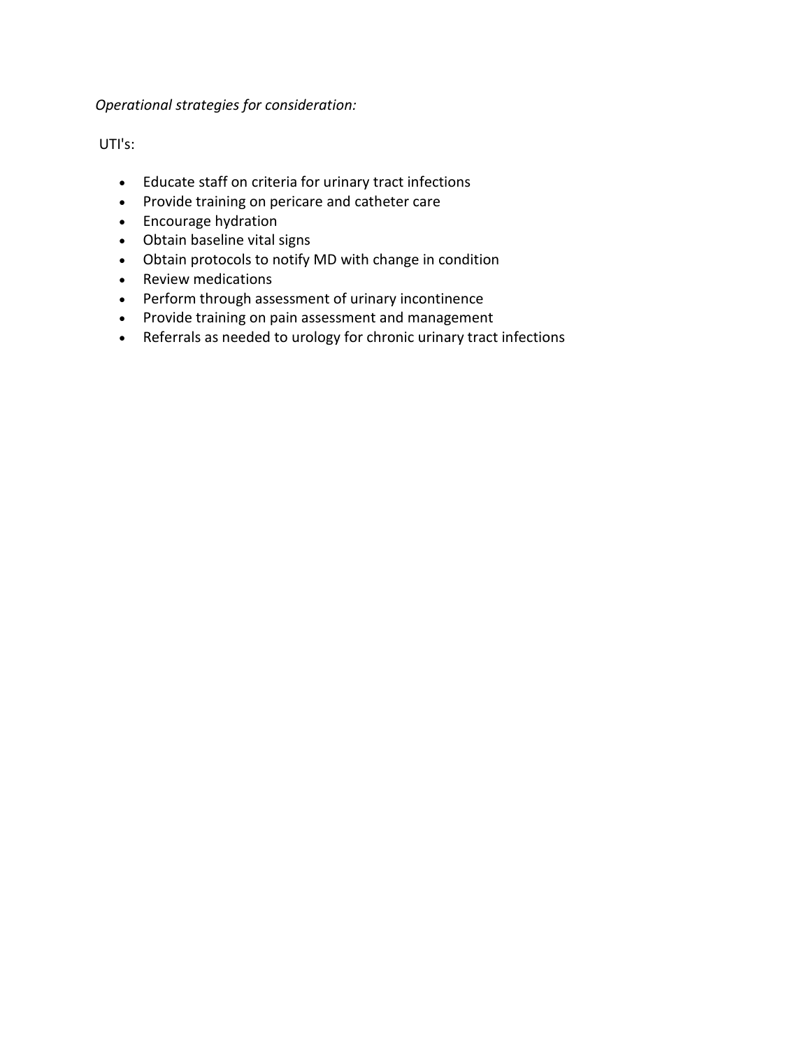*Operational strategies for consideration:*

UTI's:

- Educate staff on criteria for urinary tract infections
- Provide training on pericare and catheter care
- Encourage hydration
- Obtain baseline vital signs
- Obtain protocols to notify MD with change in condition
- Review medications
- Perform through assessment of urinary incontinence
- Provide training on pain assessment and management
- Referrals as needed to urology for chronic urinary tract infections